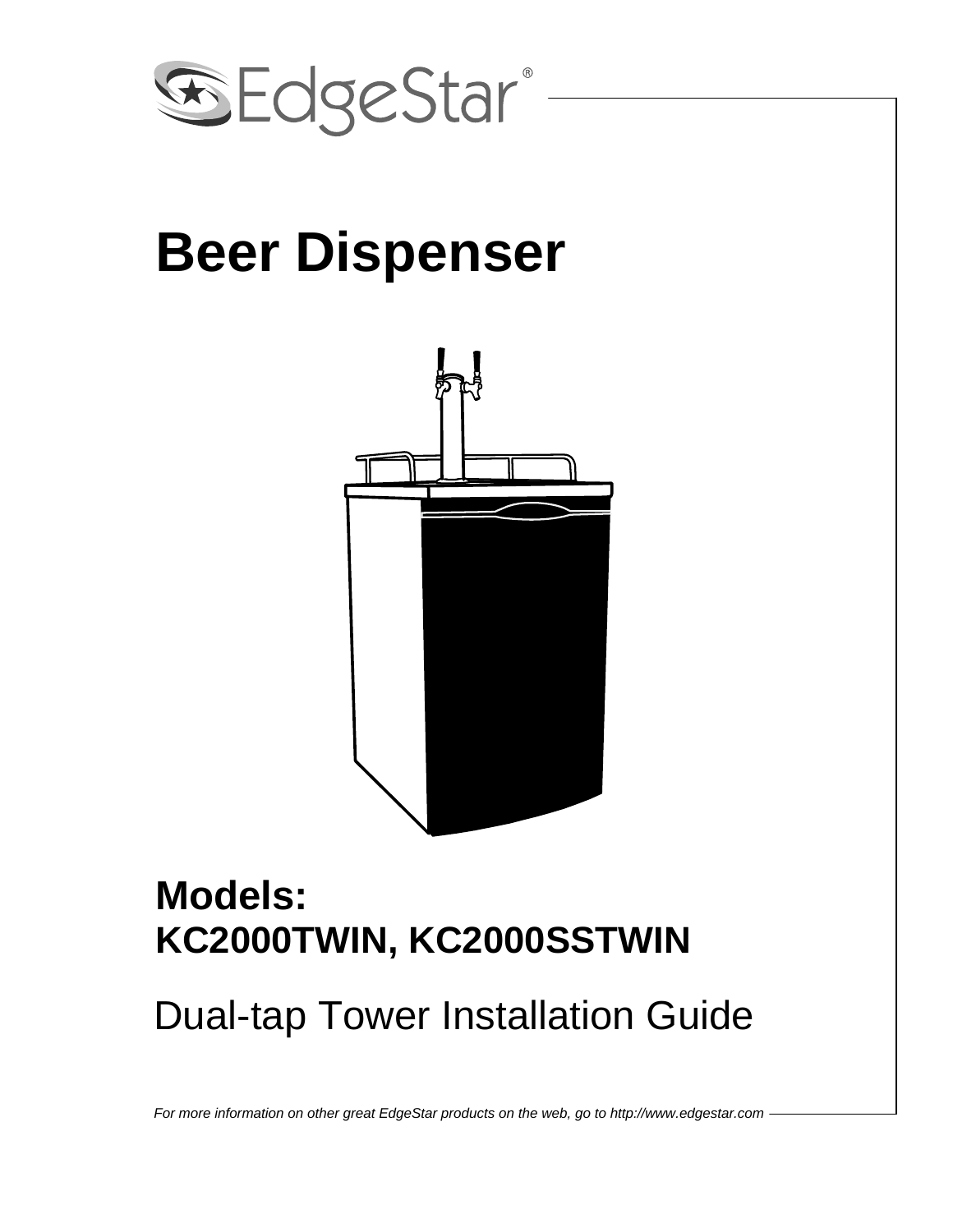EdgeStar®

# Beer Dispenser

## Models:
## KC2000TWIN, KC2000SSTWIN

Dual-tap Tower Installation Guide

*For more information on other great EdgeStar products on the web, go to http://www.edgestar.com*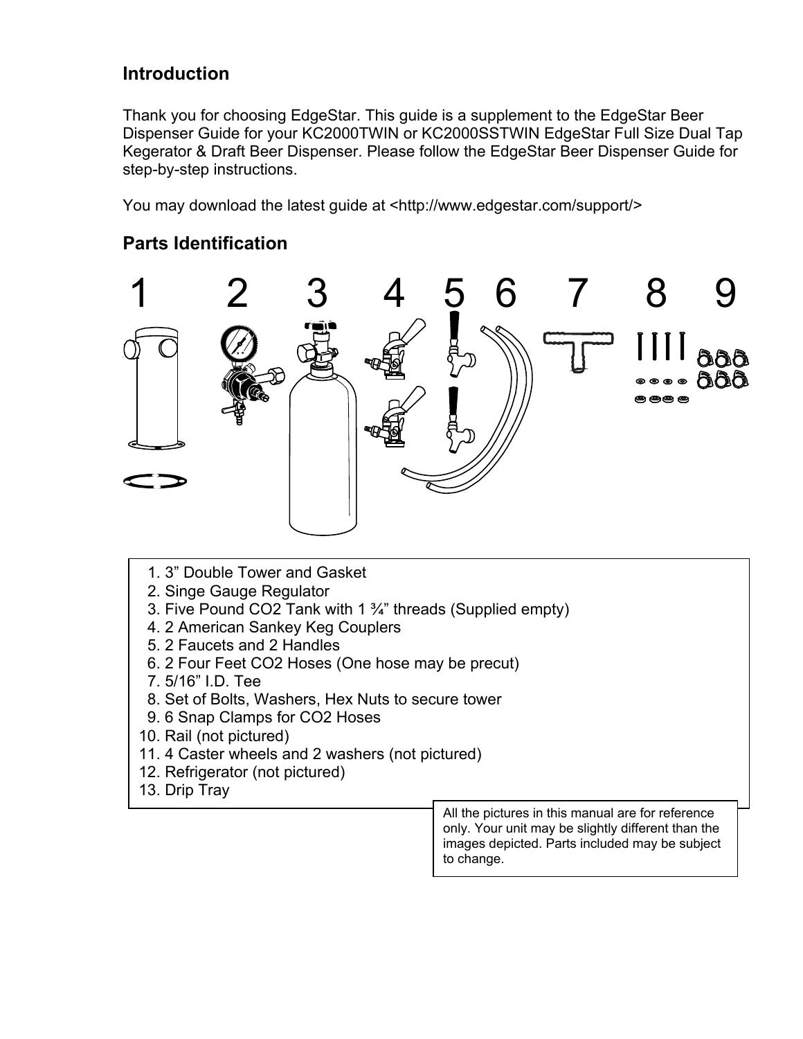## Introduction

Thank you for choosing EdgeStar. This guide is a supplement to the EdgeStar Beer Dispenser Guide for your KC2000TWIN or KC2000SSTWIN EdgeStar Full Size Dual Tap Kegerator & Draft Beer Dispenser. Please follow the EdgeStar Beer Dispenser Guide for step-by-step instructions.

You may download the latest guide at <http://www.edgestar.com/support/>

## Parts Identification

1. 3" Double Tower and Gasket
2. Singe Gauge Regulator
3. Five Pound CO2 Tank with 1 ¾" threads (Supplied empty)
4. 2 American Sankey Keg Couplers
5. 2 Faucets and 2 Handles
6. 2 Four Feet CO2 Hoses (One hose may be precut)
7. 5/16" I.D. Tee
8. Set of Bolts, Washers, Hex Nuts to secure tower
9. 6 Snap Clamps for CO2 Hoses
10. Rail (not pictured)
11. 4 Caster wheels and 2 washers (not pictured)
12. Refrigerator (not pictured)
13. Drip Tray

All the pictures in this manual are for reference only. Your unit may be slightly different than the images depicted. Parts included may be subject to change.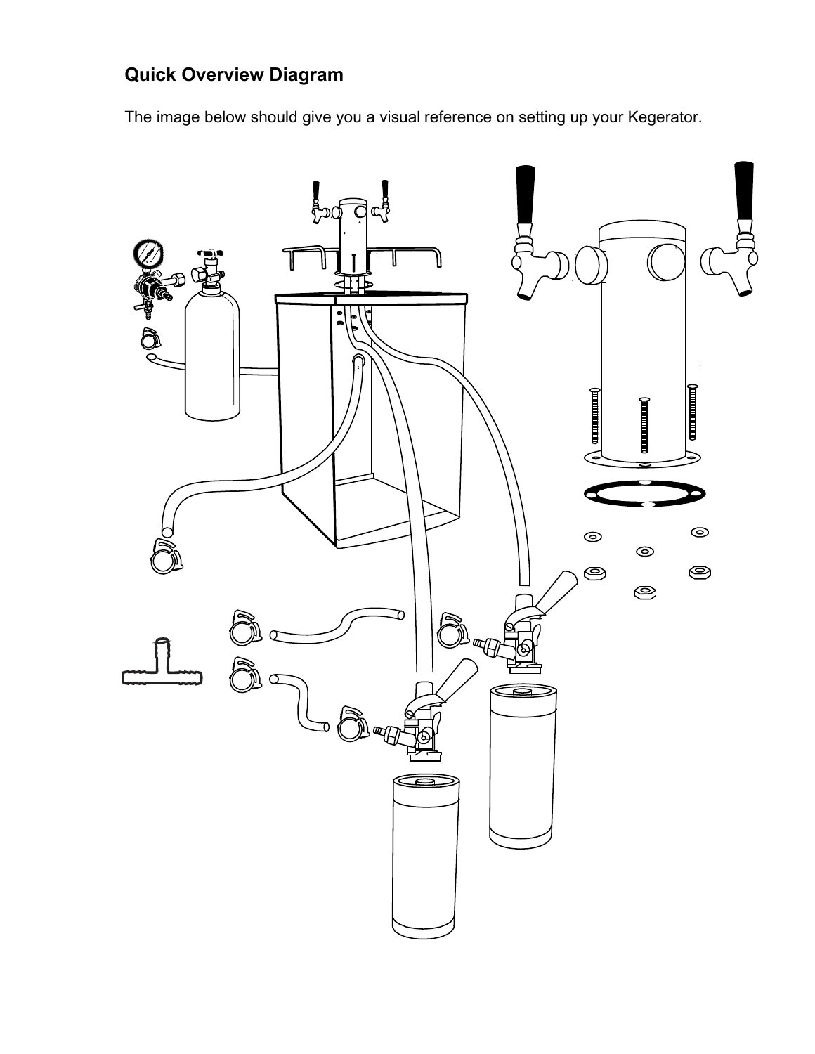## Quick Overview Diagram

The image below should give you a visual reference on setting up your Kegerator.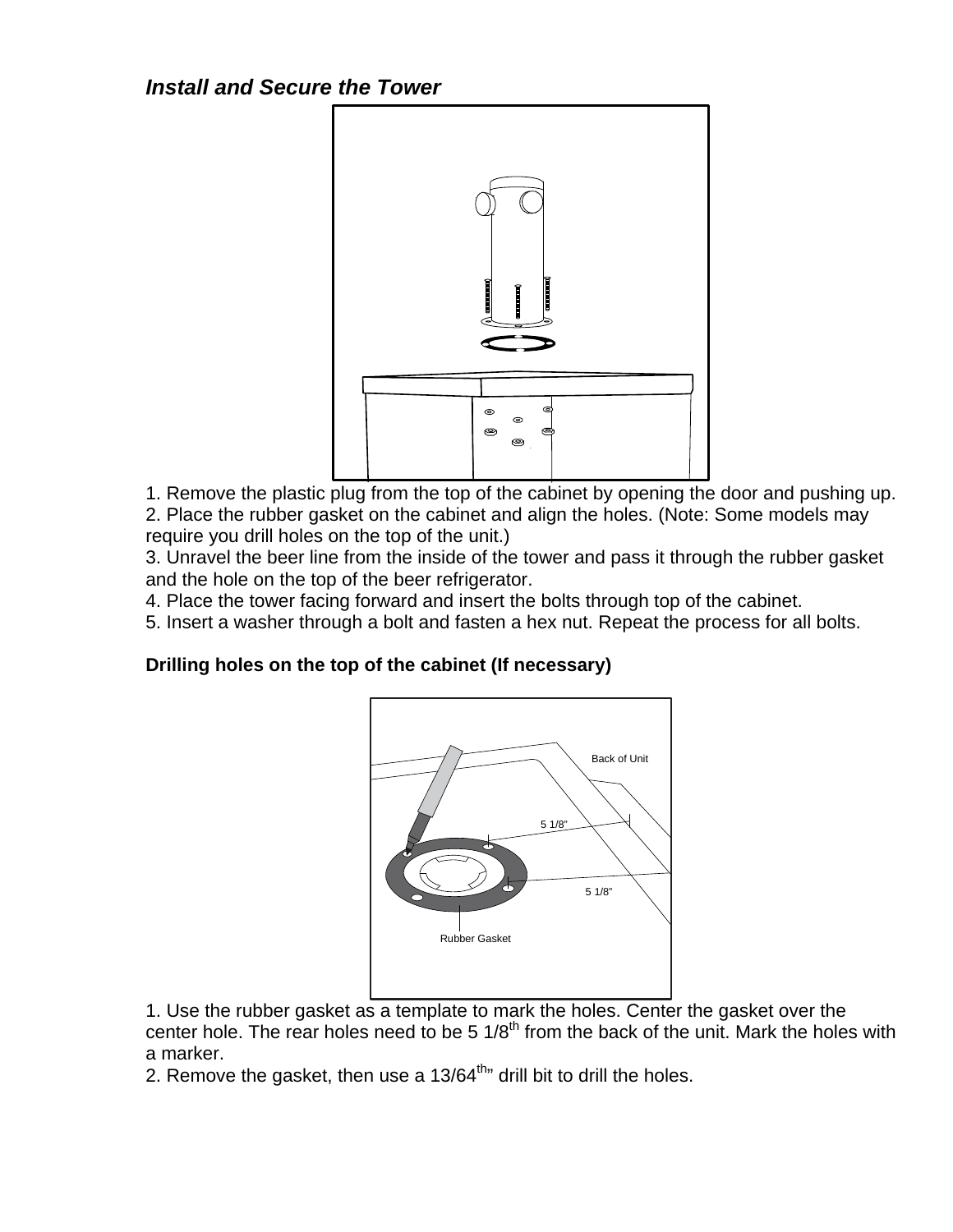***Install and Secure the Tower***

1. Remove the plastic plug from the top of the cabinet by opening the door and pushing up.
2. Place the rubber gasket on the cabinet and align the holes. (Note: Some models may require you drill holes on the top of the unit.)
3. Unravel the beer line from the inside of the tower and pass it through the rubber gasket and the hole on the top of the beer refrigerator.
4. Place the tower facing forward and insert the bolts through top of the cabinet.
5. Insert a washer through a bolt and fasten a hex nut. Repeat the process for all bolts.

**Drilling holes on the top of the cabinet (If necessary)**

Back of Unit

5 1/8"

5 1/8"

Rubber Gasket

1. Use the rubber gasket as a template to mark the holes. Center the gasket over the center hole. The rear holes need to be 5 1/8th from the back of the unit. Mark the holes with a marker.
2. Remove the gasket, then use a 13/64th" drill bit to drill the holes.